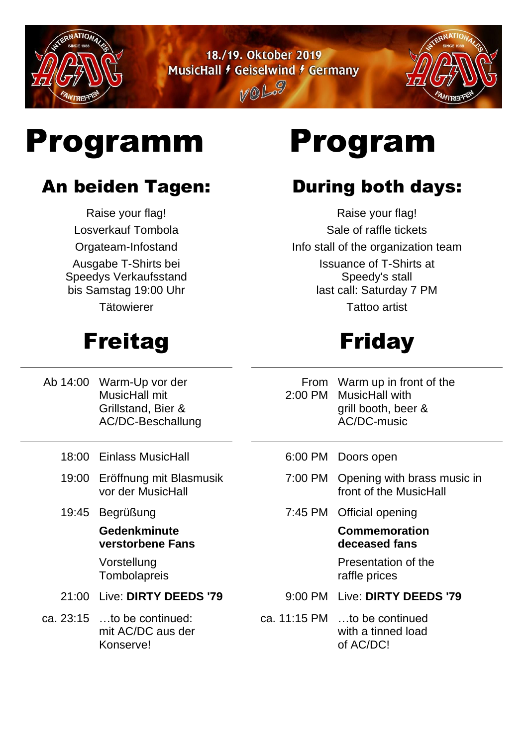18./19. Oktober 2019
MusicHall ⚡ Geiselwind ⚡ Germany
VOL.9

# Programm

## An beiden Tagen:

Raise your flag!

Losverkauf Tombola

Orgateam-Infostand

Ausgabe T-Shirts bei Speedys Verkaufsstand bis Samstag 19:00 Uhr

Tätowierer

## Freitag

| | |
|---|---|
| Ab 14:00 | Warm-Up vor der MusicHall mit Grillstand, Bier & AC/DC-Beschallung |
| 18:00 | Einlass MusicHall |
| 19:00 | Eröffnung mit Blasmusik vor der MusicHall |
| 19:45 | Begrüßung |
| | **Gedenkminute verstorbene Fans** |
| | Vorstellung Tombolapreis |
| 21:00 | Live: **DIRTY DEEDS '79** |
| ca. 23:15 | …to be continued: mit AC/DC aus der Konserve! |

# Program

## During both days:

Raise your flag!

Sale of raffle tickets

Info stall of the organization team

Issuance of T-Shirts at Speedy's stall last call: Saturday 7 PM

Tattoo artist

## Friday

| | |
|---|---|
| From 2:00 PM | Warm up in front of the MusicHall with grill booth, beer & AC/DC-music |
| 6:00 PM | Doors open |
| 7:00 PM | Opening with brass music in front of the MusicHall |
| 7:45 PM | Official opening |
| | **Commemoration deceased fans** |
| | Presentation of the raffle prices |
| 9:00 PM | Live: **DIRTY DEEDS '79** |
| ca. 11:15 PM | …to be continued with a tinned load of AC/DC! |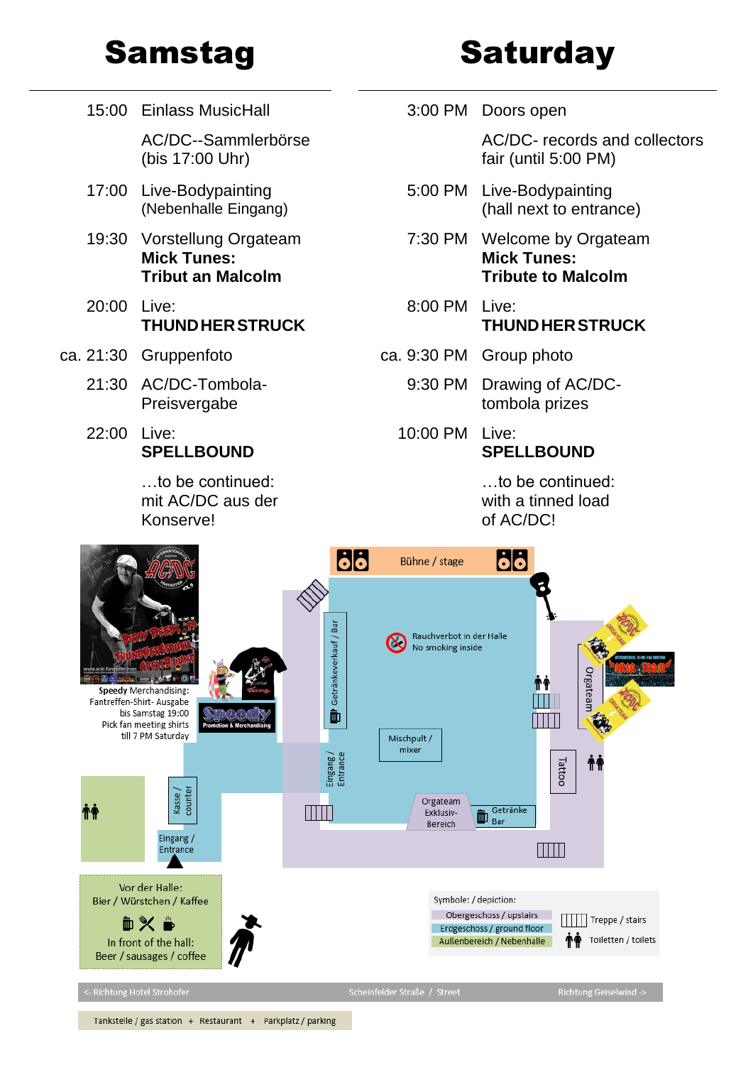# Samstag

| | |
|---|---|
| 15:00 | Einlass MusicHall |
| | AC/DC--Sammlerbörse (bis 17:00 Uhr) |
| 17:00 | Live-Bodypainting (Nebenhalle Eingang) |
| 19:30 | Vorstellung Orgateam **Mick Tunes: Tribut an Malcolm** |
| 20:00 | Live: **THUNDHERSTRUCK** |
| ca. 21:30 | Gruppenfoto |
| 21:30 | AC/DC-Tombola-Preisvergabe |
| 22:00 | Live: **SPELLBOUND** |
| | …to be continued: mit AC/DC aus der Konserve! |

# Saturday

| | |
|---|---|
| 3:00 PM | Doors open |
| | AC/DC- records and collectors fair (until 5:00 PM) |
| 5:00 PM | Live-Bodypainting (hall next to entrance) |
| 7:30 PM | Welcome by Orgateam **Mick Tunes: Tribute to Malcolm** |
| 8:00 PM | Live: **THUNDHERSTRUCK** |
| ca. 9:30 PM | Group photo |
| 9:30 PM | Drawing of AC/DC-tombola prizes |
| 10:00 PM | Live: **SPELLBOUND** |
| | …to be continued: with a tinned load of AC/DC! |

Speedy Merchandising: Fantreffen-Shirt- Ausgabe bis Samstag 19:00
Pick fan meeting shirts till 7 PM Saturday

Bühne / stage

Getränkeverkauf / Bar

Rauchverbot in der Halle
No smoking inside

Orgateam

Mischpult / mixer

Eingang / Entrance

Tattoo

Kasse / counter

Orgateam Exklusiv-Bereich

Getränke Bar

Eingang / Entrance

Vor der Halle:
Bier / Würstchen / Kaffee

In front of the hall:
Beer / sausages / coffee

Symbole: / depiction:
- Obergeschoss / upstairs
- Erdgeschoss / ground floor
- Außenbereich / Nebenhalle
- Treppe / stairs
- Toiletten / toilets

<- Richtung Hotel Strohofer — Scheinfelder Straße / Street — Richtung Geiselwind ->

Tankstelle / gas station + Restaurant + Parkplatz / parking